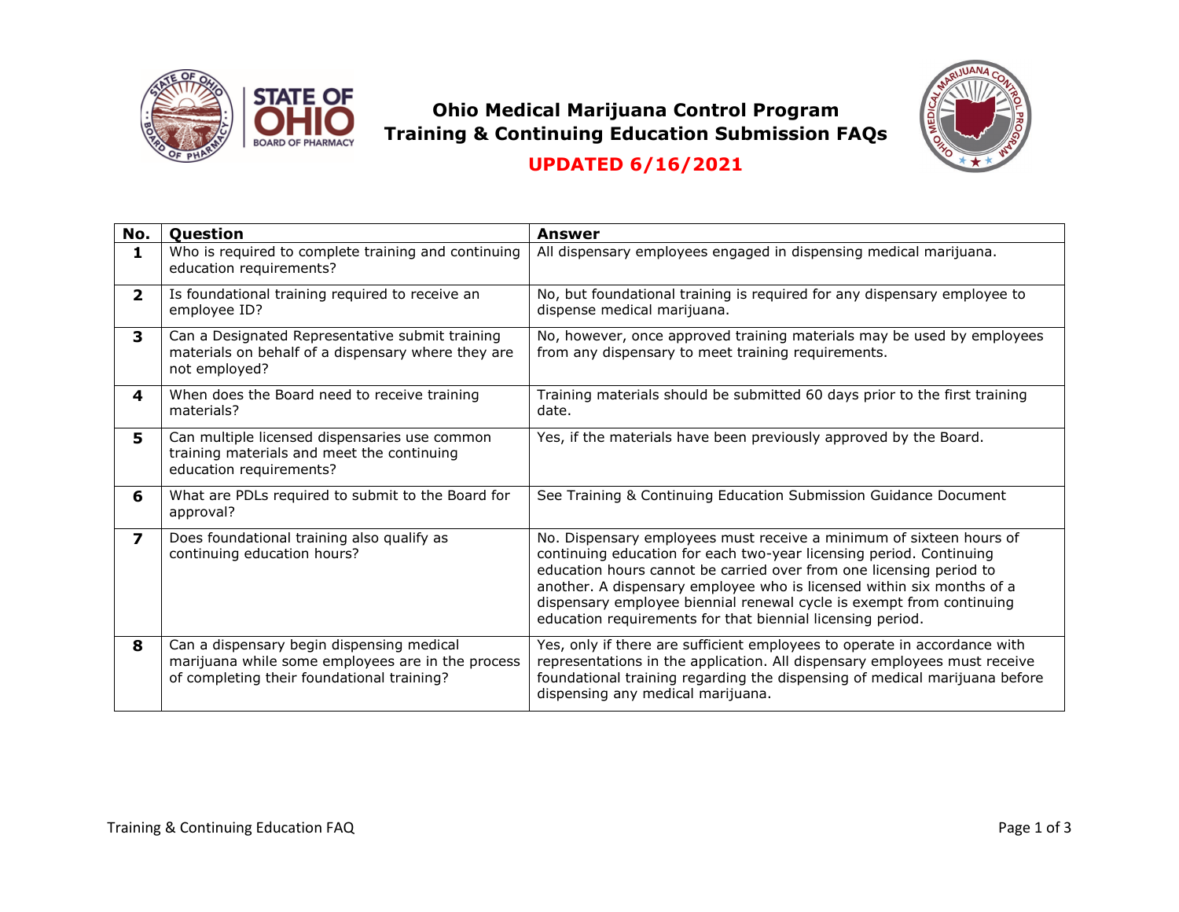# Ohio Medical Marijuana Control Program
# Training & Continuing Education Submission FAQs

**UPDATED 6/16/2021**

| No. | Question | Answer |
| --- | --- | --- |
| **1** | Who is required to complete training and continuing education requirements? | All dispensary employees engaged in dispensing medical marijuana. |
| **2** | Is foundational training required to receive an employee ID? | No, but foundational training is required for any dispensary employee to dispense medical marijuana. |
| **3** | Can a Designated Representative submit training materials on behalf of a dispensary where they are not employed? | No, however, once approved training materials may be used by employees from any dispensary to meet training requirements. |
| **4** | When does the Board need to receive training materials? | Training materials should be submitted 60 days prior to the first training date. |
| **5** | Can multiple licensed dispensaries use common training materials and meet the continuing education requirements? | Yes, if the materials have been previously approved by the Board. |
| **6** | What are PDLs required to submit to the Board for approval? | See Training & Continuing Education Submission Guidance Document |
| **7** | Does foundational training also qualify as continuing education hours? | No. Dispensary employees must receive a minimum of sixteen hours of continuing education for each two-year licensing period. Continuing education hours cannot be carried over from one licensing period to another. A dispensary employee who is licensed within six months of a dispensary employee biennial renewal cycle is exempt from continuing education requirements for that biennial licensing period. |
| **8** | Can a dispensary begin dispensing medical marijuana while some employees are in the process of completing their foundational training? | Yes, only if there are sufficient employees to operate in accordance with representations in the application. All dispensary employees must receive foundational training regarding the dispensing of medical marijuana before dispensing any medical marijuana. |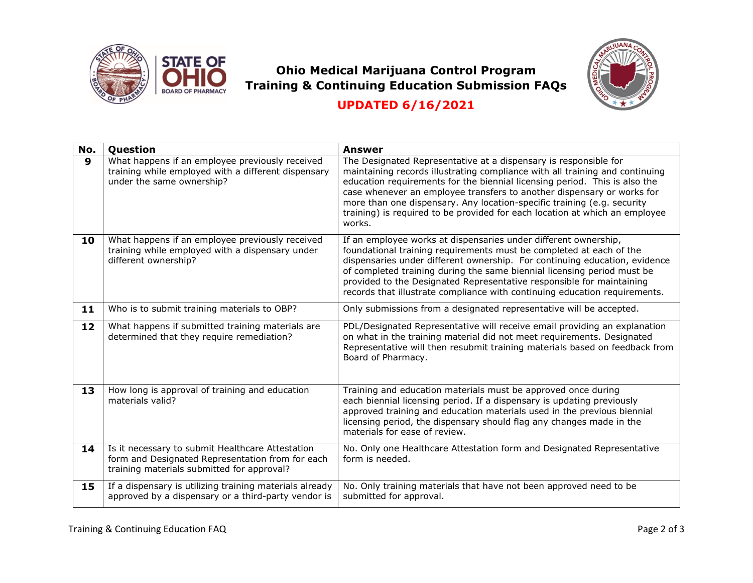# Ohio Medical Marijuana Control Program
## Training & Continuing Education Submission FAQs

**UPDATED 6/16/2021**

| No. | Question | Answer |
|---|---|---|
| **9** | What happens if an employee previously received training while employed with a different dispensary under the same ownership? | The Designated Representative at a dispensary is responsible for maintaining records illustrating compliance with all training and continuing education requirements for the biennial licensing period. This is also the case whenever an employee transfers to another dispensary or works for more than one dispensary. Any location-specific training (e.g. security training) is required to be provided for each location at which an employee works. |
| **10** | What happens if an employee previously received training while employed with a dispensary under different ownership? | If an employee works at dispensaries under different ownership, foundational training requirements must be completed at each of the dispensaries under different ownership. For continuing education, evidence of completed training during the same biennial licensing period must be provided to the Designated Representative responsible for maintaining records that illustrate compliance with continuing education requirements. |
| **11** | Who is to submit training materials to OBP? | Only submissions from a designated representative will be accepted. |
| **12** | What happens if submitted training materials are determined that they require remediation? | PDL/Designated Representative will receive email providing an explanation on what in the training material did not meet requirements. Designated Representative will then resubmit training materials based on feedback from Board of Pharmacy. |
| **13** | How long is approval of training and education materials valid? | Training and education materials must be approved once during each biennial licensing period. If a dispensary is updating previously approved training and education materials used in the previous biennial licensing period, the dispensary should flag any changes made in the materials for ease of review. |
| **14** | Is it necessary to submit Healthcare Attestation form and Designated Representation from for each training materials submitted for approval? | No. Only one Healthcare Attestation form and Designated Representative form is needed. |
| **15** | If a dispensary is utilizing training materials already approved by a dispensary or a third-party vendor is | No. Only training materials that have not been approved need to be submitted for approval. |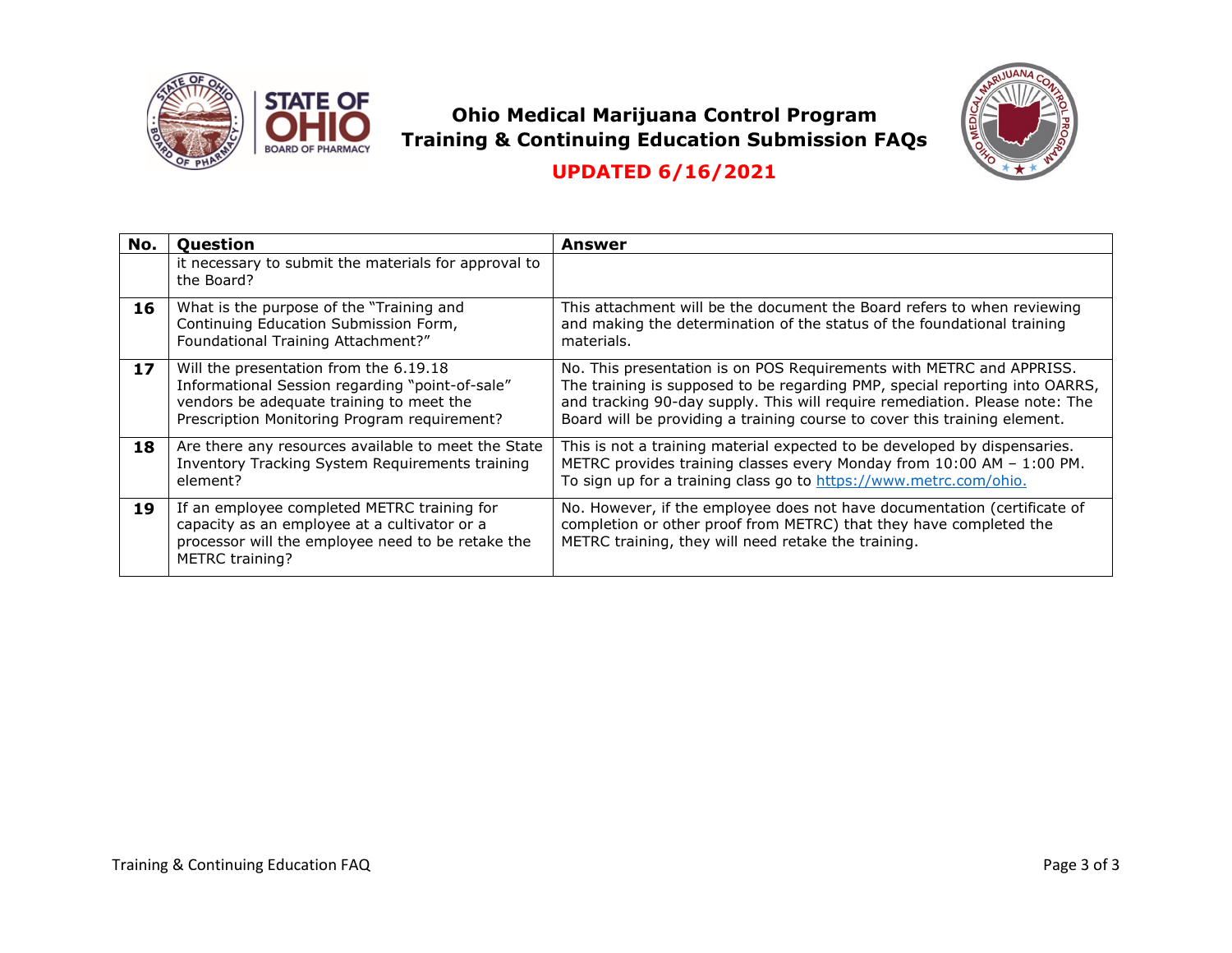# Ohio Medical Marijuana Control Program Training & Continuing Education Submission FAQs

**UPDATED 6/16/2021**

| No. | Question | Answer |
|---|---|---|
| | it necessary to submit the materials for approval to the Board? | |
| **16** | What is the purpose of the "Training and Continuing Education Submission Form, Foundational Training Attachment?" | This attachment will be the document the Board refers to when reviewing and making the determination of the status of the foundational training materials. |
| **17** | Will the presentation from the 6.19.18 Informational Session regarding "point-of-sale" vendors be adequate training to meet the Prescription Monitoring Program requirement? | No. This presentation is on POS Requirements with METRC and APPRISS. The training is supposed to be regarding PMP, special reporting into OARRS, and tracking 90-day supply. This will require remediation. Please note: The Board will be providing a training course to cover this training element. |
| **18** | Are there any resources available to meet the State Inventory Tracking System Requirements training element? | This is not a training material expected to be developed by dispensaries. METRC provides training classes every Monday from 10:00 AM – 1:00 PM. To sign up for a training class go to https://www.metrc.com/ohio. |
| **19** | If an employee completed METRC training for capacity as an employee at a cultivator or a processor will the employee need to be retake the METRC training? | No. However, if the employee does not have documentation (certificate of completion or other proof from METRC) that they have completed the METRC training, they will need retake the training. |